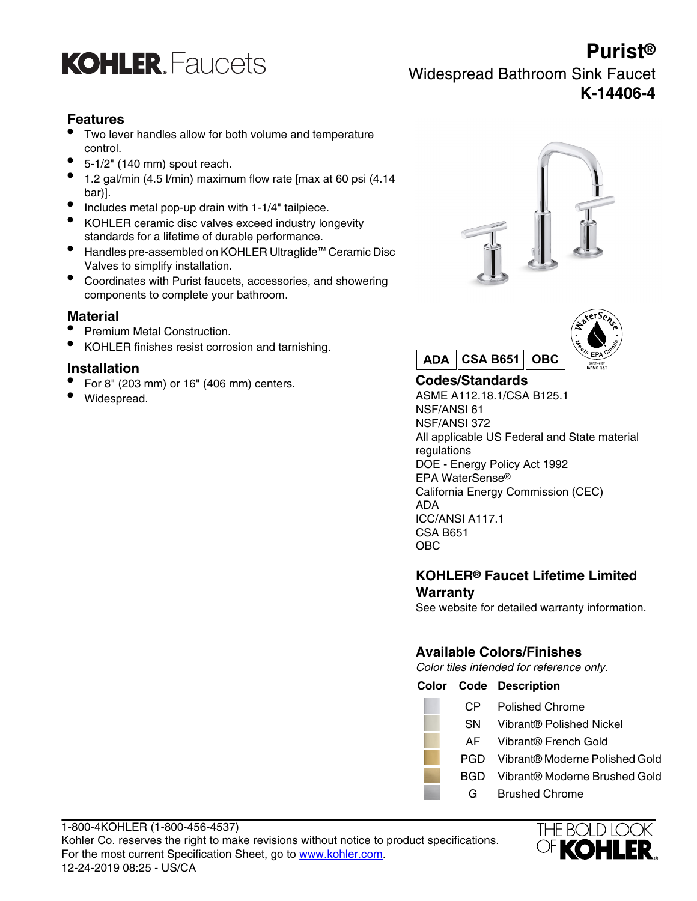# KOHLER Faucets

## Purist®

Widespread Bathroom Sink Faucet

**K-14406-4**

### Features

- Two lever handles allow for both volume and temperature control.
- 5-1/2" (140 mm) spout reach.
- 1.2 gal/min (4.5 l/min) maximum flow rate [max at 60 psi (4.14 bar)].
- Includes metal pop-up drain with 1-1/4" tailpiece.
- KOHLER ceramic disc valves exceed industry longevity standards for a lifetime of durable performance.
- Handles pre-assembled on KOHLER Ultraglide™ Ceramic Disc Valves to simplify installation.
- Coordinates with Purist faucets, accessories, and showering components to complete your bathroom.

### Material

- Premium Metal Construction.
- KOHLER finishes resist corrosion and tarnishing.

### Installation

- For 8" (203 mm) or 16" (406 mm) centers.
- Widespread.

**ADA** | **CSA B651** | **OBC**

WaterSense® Meets EPA Criteria — Certified by IAPMO R&T

### Codes/Standards

ASME A112.18.1/CSA B125.1
NSF/ANSI 61
NSF/ANSI 372
All applicable US Federal and State material regulations
DOE - Energy Policy Act 1992
EPA WaterSense®
California Energy Commission (CEC)
ADA
ICC/ANSI A117.1
CSA B651
OBC

### KOHLER® Faucet Lifetime Limited Warranty

See website for detailed warranty information.

### Available Colors/Finishes

*Color tiles intended for reference only.*

| Color | Code | Description |
|---|---|---|
| | CP | Polished Chrome |
| | SN | Vibrant® Polished Nickel |
| | AF | Vibrant® French Gold |
| | PGD | Vibrant® Moderne Polished Gold |
| | BGD | Vibrant® Moderne Brushed Gold |
| | G | Brushed Chrome |

1-800-4KOHLER (1-800-456-4537)
Kohler Co. reserves the right to make revisions without notice to product specifications.
For the most current Specification Sheet, go to www.kohler.com.
12-24-2019 08:25 - US/CA

THE BOLD LOOK OF KOHLER®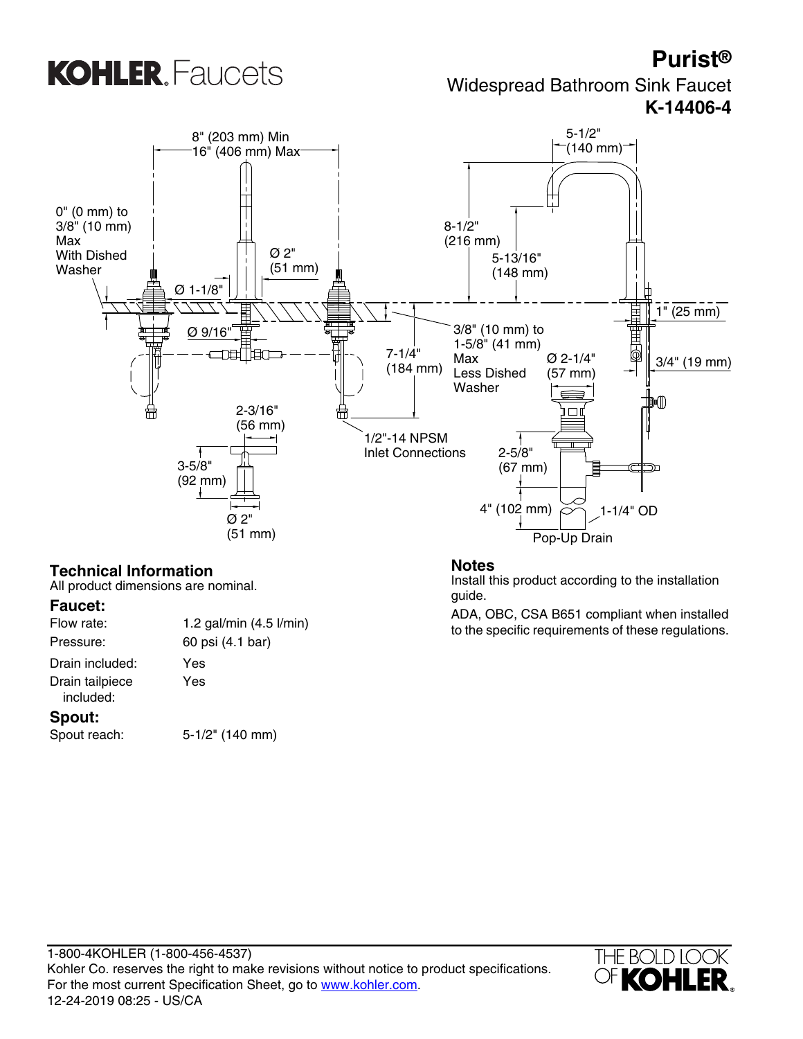# KOHLER Faucets

## Purist®

Widespread Bathroom Sink Faucet

**K-14406-4**

8" (203 mm) Min
16" (406 mm) Max

0" (0 mm) to
3/8" (10 mm)
Max
With Dished
Washer

Ø 2"
(51 mm)

Ø 1-1/8"

Ø 9/16"

7-1/4"
(184 mm)

3/8" (10 mm) to
1-5/8" (41 mm)
Max
Less Dished
Washer

2-3/16"
(56 mm)

3-5/8"
(92 mm)

Ø 2"
(51 mm)

1/2"-14 NPSM
Inlet Connections

5-1/2"
(140 mm)

8-1/2"
(216 mm)

5-13/16"
(148 mm)

1" (25 mm)

Ø 2-1/4"
(57 mm)

3/4" (19 mm)

2-5/8"
(67 mm)

4" (102 mm)

1-1/4" OD

Pop-Up Drain

### Technical Information

All product dimensions are nominal.

### Faucet:

| | |
|---|---|
| Flow rate: | 1.2 gal/min (4.5 l/min) |
| Pressure: | 60 psi (4.1 bar) |
| Drain included: | Yes |
| Drain tailpiece included: | Yes |

### Spout:

| | |
|---|---|
| Spout reach: | 5-1/2" (140 mm) |

### Notes

Install this product according to the installation guide.

ADA, OBC, CSA B651 compliant when installed to the specific requirements of these regulations.

1-800-4KOHLER (1-800-456-4537)
Kohler Co. reserves the right to make revisions without notice to product specifications.
For the most current Specification Sheet, go to www.kohler.com.
12-24-2019 08:25 - US/CA

THE BOLD LOOK OF KOHLER.